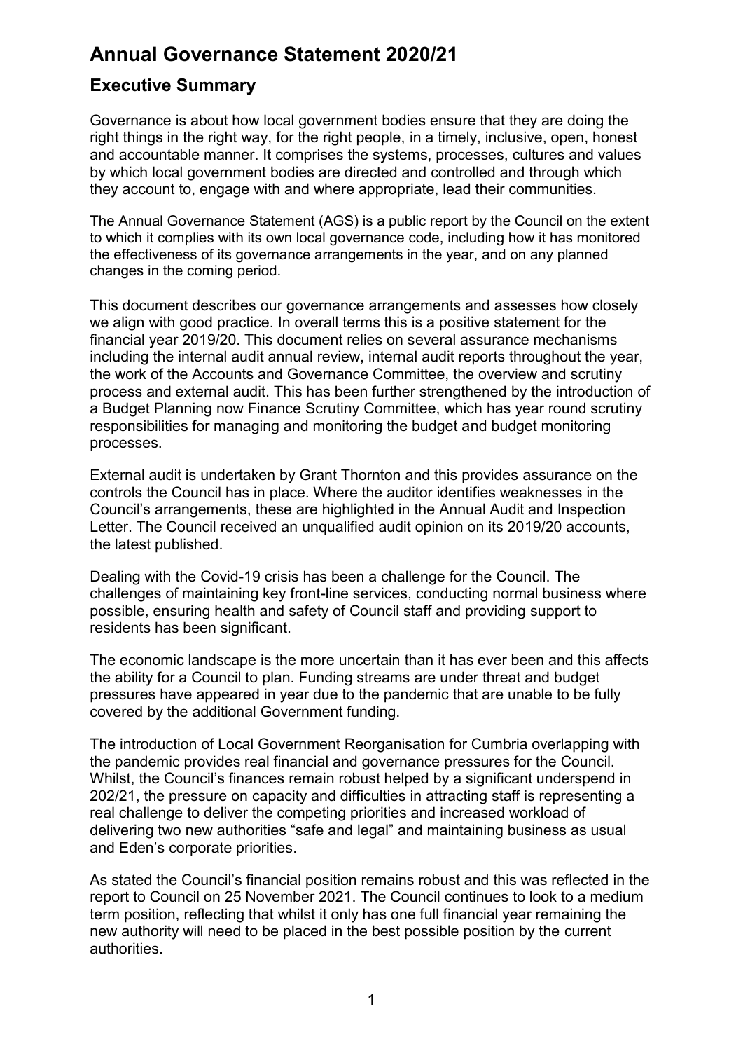# Annual Governance Statement 2020/21

## Executive Summary

Governance is about how local government bodies ensure that they are doing the right things in the right way, for the right people, in a timely, inclusive, open, honest and accountable manner. It comprises the systems, processes, cultures and values by which local government bodies are directed and controlled and through which they account to, engage with and where appropriate, lead their communities.

The Annual Governance Statement (AGS) is a public report by the Council on the extent to which it complies with its own local governance code, including how it has monitored the effectiveness of its governance arrangements in the year, and on any planned changes in the coming period.

This document describes our governance arrangements and assesses how closely we align with good practice. In overall terms this is a positive statement for the financial year 2019/20. This document relies on several assurance mechanisms including the internal audit annual review, internal audit reports throughout the year, the work of the Accounts and Governance Committee, the overview and scrutiny process and external audit. This has been further strengthened by the introduction of a Budget Planning now Finance Scrutiny Committee, which has year round scrutiny responsibilities for managing and monitoring the budget and budget monitoring processes.

External audit is undertaken by Grant Thornton and this provides assurance on the controls the Council has in place. Where the auditor identifies weaknesses in the Council's arrangements, these are highlighted in the Annual Audit and Inspection Letter. The Council received an unqualified audit opinion on its 2019/20 accounts, the latest published.

Dealing with the Covid-19 crisis has been a challenge for the Council. The challenges of maintaining key front-line services, conducting normal business where possible, ensuring health and safety of Council staff and providing support to residents has been significant.

The economic landscape is the more uncertain than it has ever been and this affects the ability for a Council to plan. Funding streams are under threat and budget pressures have appeared in year due to the pandemic that are unable to be fully covered by the additional Government funding.

The introduction of Local Government Reorganisation for Cumbria overlapping with the pandemic provides real financial and governance pressures for the Council. Whilst, the Council's finances remain robust helped by a significant underspend in 202/21, the pressure on capacity and difficulties in attracting staff is representing a real challenge to deliver the competing priorities and increased workload of delivering two new authorities "safe and legal" and maintaining business as usual and Eden's corporate priorities.

As stated the Council's financial position remains robust and this was reflected in the report to Council on 25 November 2021. The Council continues to look to a medium term position, reflecting that whilst it only has one full financial year remaining the new authority will need to be placed in the best possible position by the current authorities.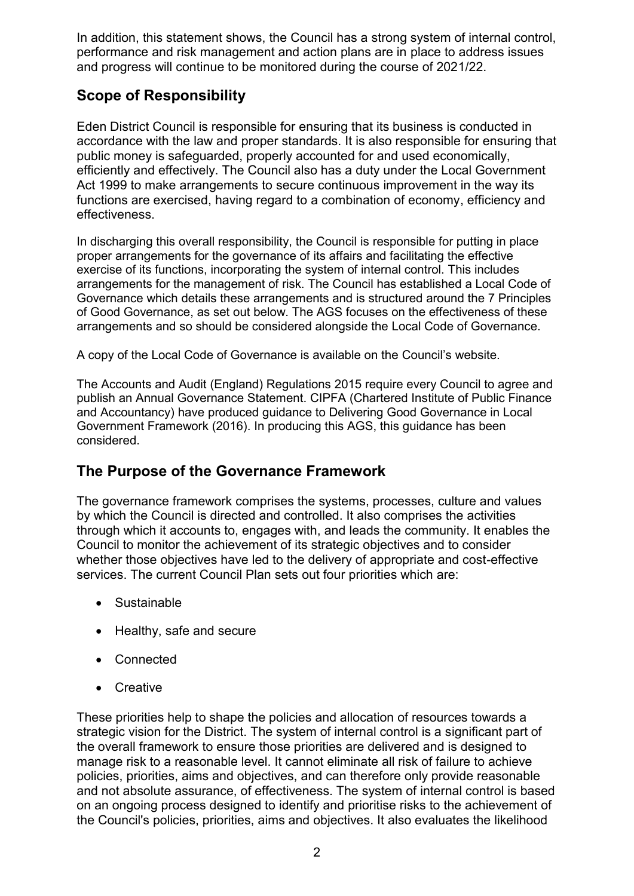In addition, this statement shows, the Council has a strong system of internal control, performance and risk management and action plans are in place to address issues and progress will continue to be monitored during the course of 2021/22.

## Scope of Responsibility

Eden District Council is responsible for ensuring that its business is conducted in accordance with the law and proper standards. It is also responsible for ensuring that public money is safeguarded, properly accounted for and used economically, efficiently and effectively. The Council also has a duty under the Local Government Act 1999 to make arrangements to secure continuous improvement in the way its functions are exercised, having regard to a combination of economy, efficiency and effectiveness.

In discharging this overall responsibility, the Council is responsible for putting in place proper arrangements for the governance of its affairs and facilitating the effective exercise of its functions, incorporating the system of internal control. This includes arrangements for the management of risk. The Council has established a Local Code of Governance which details these arrangements and is structured around the 7 Principles of Good Governance, as set out below. The AGS focuses on the effectiveness of these arrangements and so should be considered alongside the Local Code of Governance.

A copy of the Local Code of Governance is available on the Council's website.

The Accounts and Audit (England) Regulations 2015 require every Council to agree and publish an Annual Governance Statement. CIPFA (Chartered Institute of Public Finance and Accountancy) have produced guidance to Delivering Good Governance in Local Government Framework (2016). In producing this AGS, this guidance has been considered.

## The Purpose of the Governance Framework

The governance framework comprises the systems, processes, culture and values by which the Council is directed and controlled. It also comprises the activities through which it accounts to, engages with, and leads the community. It enables the Council to monitor the achievement of its strategic objectives and to consider whether those objectives have led to the delivery of appropriate and cost-effective services. The current Council Plan sets out four priorities which are:

- Sustainable
- Healthy, safe and secure
- Connected
- Creative

These priorities help to shape the policies and allocation of resources towards a strategic vision for the District. The system of internal control is a significant part of the overall framework to ensure those priorities are delivered and is designed to manage risk to a reasonable level. It cannot eliminate all risk of failure to achieve policies, priorities, aims and objectives, and can therefore only provide reasonable and not absolute assurance, of effectiveness. The system of internal control is based on an ongoing process designed to identify and prioritise risks to the achievement of the Council's policies, priorities, aims and objectives. It also evaluates the likelihood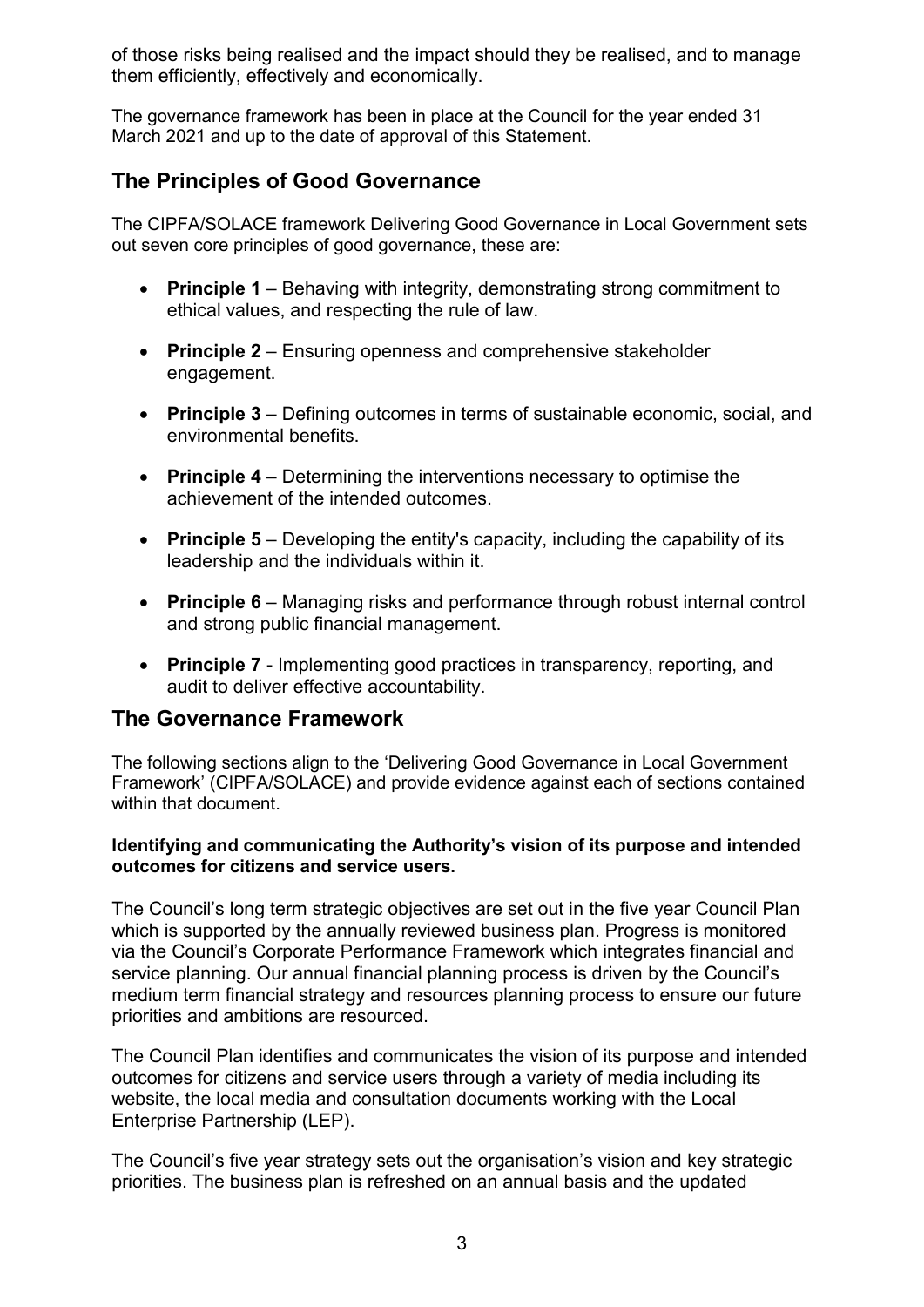of those risks being realised and the impact should they be realised, and to manage them efficiently, effectively and economically.

The governance framework has been in place at the Council for the year ended 31 March 2021 and up to the date of approval of this Statement.

## The Principles of Good Governance

The CIPFA/SOLACE framework Delivering Good Governance in Local Government sets out seven core principles of good governance, these are:

- **Principle 1** – Behaving with integrity, demonstrating strong commitment to ethical values, and respecting the rule of law.
- **Principle 2** – Ensuring openness and comprehensive stakeholder engagement.
- **Principle 3** – Defining outcomes in terms of sustainable economic, social, and environmental benefits.
- **Principle 4** – Determining the interventions necessary to optimise the achievement of the intended outcomes.
- **Principle 5** – Developing the entity's capacity, including the capability of its leadership and the individuals within it.
- **Principle 6** – Managing risks and performance through robust internal control and strong public financial management.
- **Principle 7** - Implementing good practices in transparency, reporting, and audit to deliver effective accountability.

## The Governance Framework

The following sections align to the 'Delivering Good Governance in Local Government Framework' (CIPFA/SOLACE) and provide evidence against each of sections contained within that document.

**Identifying and communicating the Authority's vision of its purpose and intended outcomes for citizens and service users.**

The Council's long term strategic objectives are set out in the five year Council Plan which is supported by the annually reviewed business plan. Progress is monitored via the Council's Corporate Performance Framework which integrates financial and service planning. Our annual financial planning process is driven by the Council's medium term financial strategy and resources planning process to ensure our future priorities and ambitions are resourced.

The Council Plan identifies and communicates the vision of its purpose and intended outcomes for citizens and service users through a variety of media including its website, the local media and consultation documents working with the Local Enterprise Partnership (LEP).

The Council's five year strategy sets out the organisation's vision and key strategic priorities. The business plan is refreshed on an annual basis and the updated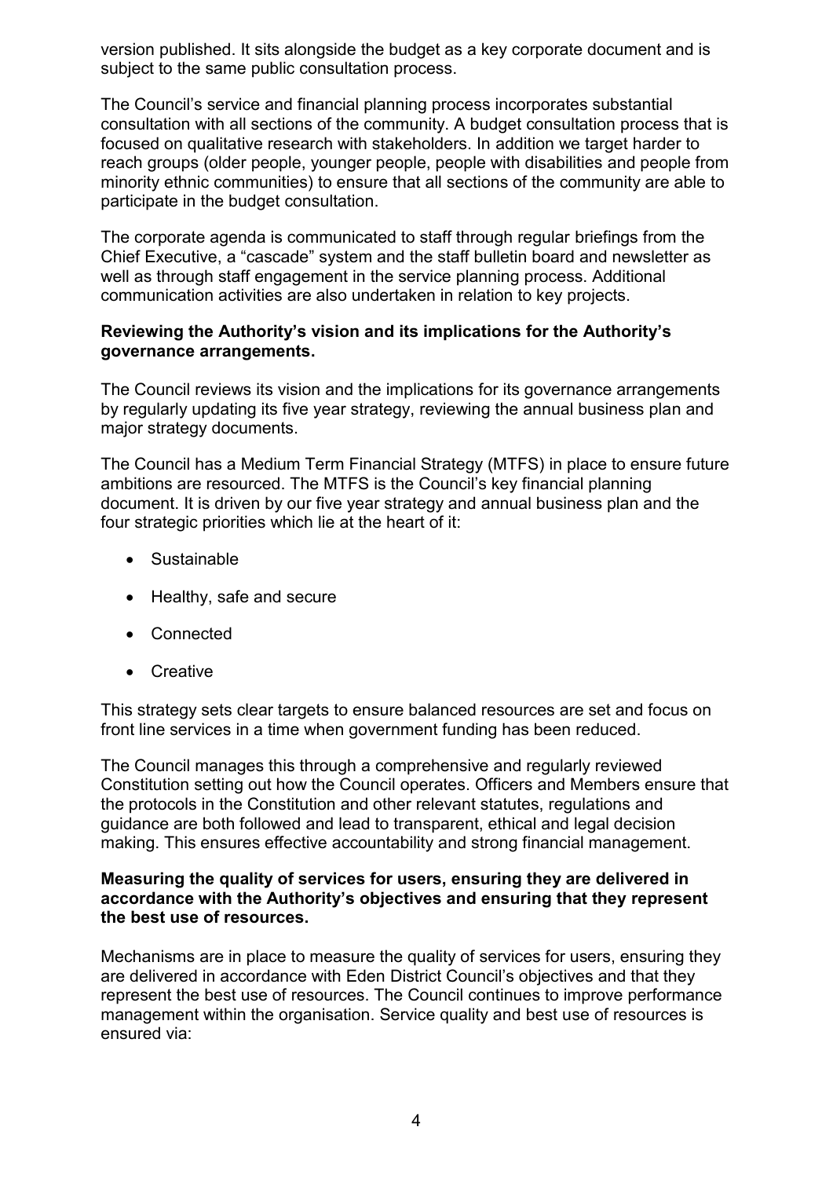version published. It sits alongside the budget as a key corporate document and is subject to the same public consultation process.

The Council's service and financial planning process incorporates substantial consultation with all sections of the community. A budget consultation process that is focused on qualitative research with stakeholders. In addition we target harder to reach groups (older people, younger people, people with disabilities and people from minority ethnic communities) to ensure that all sections of the community are able to participate in the budget consultation.

The corporate agenda is communicated to staff through regular briefings from the Chief Executive, a "cascade" system and the staff bulletin board and newsletter as well as through staff engagement in the service planning process. Additional communication activities are also undertaken in relation to key projects.

**Reviewing the Authority's vision and its implications for the Authority's governance arrangements.**

The Council reviews its vision and the implications for its governance arrangements by regularly updating its five year strategy, reviewing the annual business plan and major strategy documents.

The Council has a Medium Term Financial Strategy (MTFS) in place to ensure future ambitions are resourced. The MTFS is the Council's key financial planning document. It is driven by our five year strategy and annual business plan and the four strategic priorities which lie at the heart of it:

- Sustainable
- Healthy, safe and secure
- Connected
- Creative

This strategy sets clear targets to ensure balanced resources are set and focus on front line services in a time when government funding has been reduced.

The Council manages this through a comprehensive and regularly reviewed Constitution setting out how the Council operates. Officers and Members ensure that the protocols in the Constitution and other relevant statutes, regulations and guidance are both followed and lead to transparent, ethical and legal decision making. This ensures effective accountability and strong financial management.

**Measuring the quality of services for users, ensuring they are delivered in accordance with the Authority's objectives and ensuring that they represent the best use of resources.**

Mechanisms are in place to measure the quality of services for users, ensuring they are delivered in accordance with Eden District Council's objectives and that they represent the best use of resources. The Council continues to improve performance management within the organisation. Service quality and best use of resources is ensured via: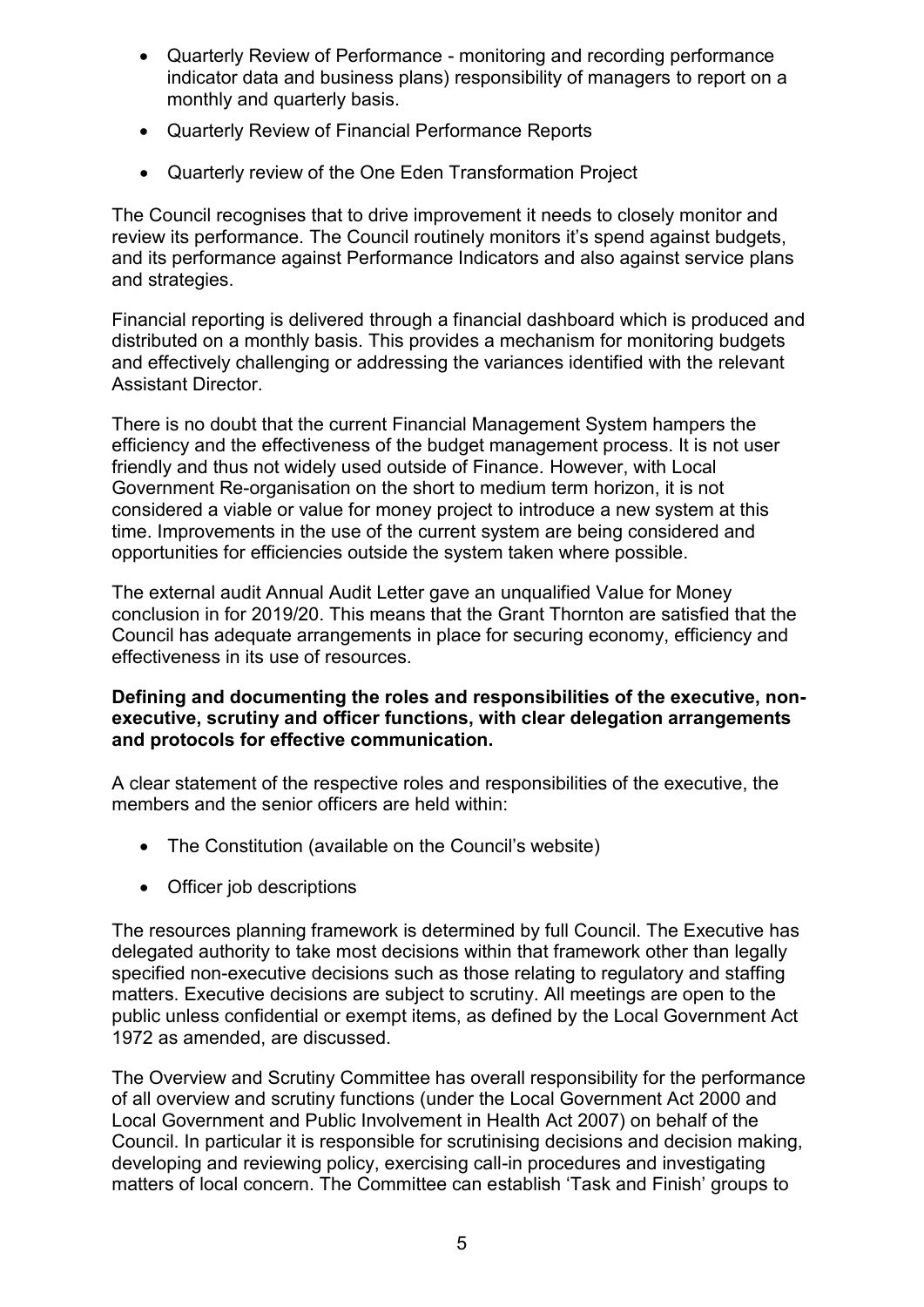- Quarterly Review of Performance - monitoring and recording performance indicator data and business plans) responsibility of managers to report on a monthly and quarterly basis.
- Quarterly Review of Financial Performance Reports
- Quarterly review of the One Eden Transformation Project

The Council recognises that to drive improvement it needs to closely monitor and review its performance. The Council routinely monitors it's spend against budgets, and its performance against Performance Indicators and also against service plans and strategies.

Financial reporting is delivered through a financial dashboard which is produced and distributed on a monthly basis. This provides a mechanism for monitoring budgets and effectively challenging or addressing the variances identified with the relevant Assistant Director.

There is no doubt that the current Financial Management System hampers the efficiency and the effectiveness of the budget management process. It is not user friendly and thus not widely used outside of Finance. However, with Local Government Re-organisation on the short to medium term horizon, it is not considered a viable or value for money project to introduce a new system at this time. Improvements in the use of the current system are being considered and opportunities for efficiencies outside the system taken where possible.

The external audit Annual Audit Letter gave an unqualified Value for Money conclusion in for 2019/20. This means that the Grant Thornton are satisfied that the Council has adequate arrangements in place for securing economy, efficiency and effectiveness in its use of resources.

**Defining and documenting the roles and responsibilities of the executive, non-executive, scrutiny and officer functions, with clear delegation arrangements and protocols for effective communication.**

A clear statement of the respective roles and responsibilities of the executive, the members and the senior officers are held within:

- The Constitution (available on the Council's website)
- Officer job descriptions

The resources planning framework is determined by full Council. The Executive has delegated authority to take most decisions within that framework other than legally specified non-executive decisions such as those relating to regulatory and staffing matters. Executive decisions are subject to scrutiny. All meetings are open to the public unless confidential or exempt items, as defined by the Local Government Act 1972 as amended, are discussed.

The Overview and Scrutiny Committee has overall responsibility for the performance of all overview and scrutiny functions (under the Local Government Act 2000 and Local Government and Public Involvement in Health Act 2007) on behalf of the Council. In particular it is responsible for scrutinising decisions and decision making, developing and reviewing policy, exercising call-in procedures and investigating matters of local concern. The Committee can establish 'Task and Finish' groups to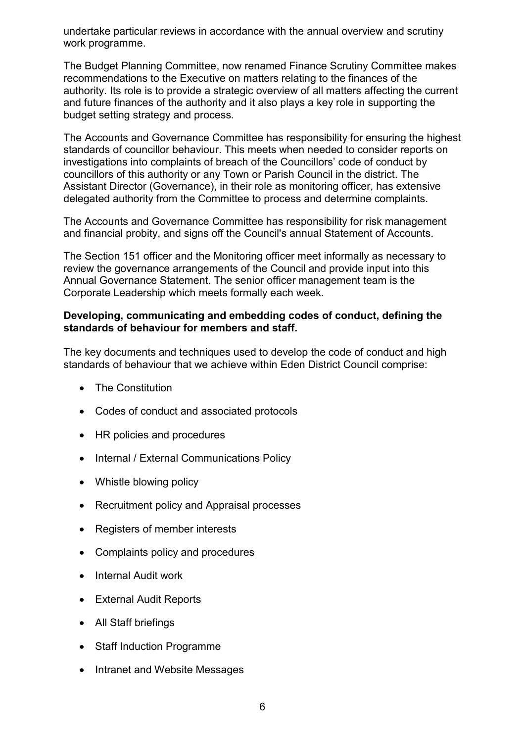undertake particular reviews in accordance with the annual overview and scrutiny work programme.

The Budget Planning Committee, now renamed Finance Scrutiny Committee makes recommendations to the Executive on matters relating to the finances of the authority. Its role is to provide a strategic overview of all matters affecting the current and future finances of the authority and it also plays a key role in supporting the budget setting strategy and process.

The Accounts and Governance Committee has responsibility for ensuring the highest standards of councillor behaviour. This meets when needed to consider reports on investigations into complaints of breach of the Councillors' code of conduct by councillors of this authority or any Town or Parish Council in the district. The Assistant Director (Governance), in their role as monitoring officer, has extensive delegated authority from the Committee to process and determine complaints.

The Accounts and Governance Committee has responsibility for risk management and financial probity, and signs off the Council's annual Statement of Accounts.

The Section 151 officer and the Monitoring officer meet informally as necessary to review the governance arrangements of the Council and provide input into this Annual Governance Statement. The senior officer management team is the Corporate Leadership which meets formally each week.

**Developing, communicating and embedding codes of conduct, defining the standards of behaviour for members and staff.**

The key documents and techniques used to develop the code of conduct and high standards of behaviour that we achieve within Eden District Council comprise:

- The Constitution
- Codes of conduct and associated protocols
- HR policies and procedures
- Internal / External Communications Policy
- Whistle blowing policy
- Recruitment policy and Appraisal processes
- Registers of member interests
- Complaints policy and procedures
- Internal Audit work
- External Audit Reports
- All Staff briefings
- Staff Induction Programme
- Intranet and Website Messages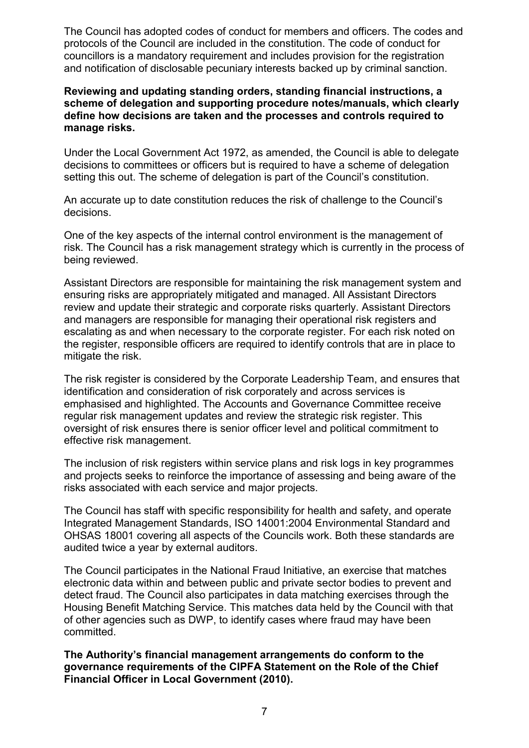The Council has adopted codes of conduct for members and officers. The codes and protocols of the Council are included in the constitution. The code of conduct for councillors is a mandatory requirement and includes provision for the registration and notification of disclosable pecuniary interests backed up by criminal sanction.

**Reviewing and updating standing orders, standing financial instructions, a scheme of delegation and supporting procedure notes/manuals, which clearly define how decisions are taken and the processes and controls required to manage risks.**

Under the Local Government Act 1972, as amended, the Council is able to delegate decisions to committees or officers but is required to have a scheme of delegation setting this out. The scheme of delegation is part of the Council's constitution.

An accurate up to date constitution reduces the risk of challenge to the Council's decisions.

One of the key aspects of the internal control environment is the management of risk. The Council has a risk management strategy which is currently in the process of being reviewed.

Assistant Directors are responsible for maintaining the risk management system and ensuring risks are appropriately mitigated and managed. All Assistant Directors review and update their strategic and corporate risks quarterly. Assistant Directors and managers are responsible for managing their operational risk registers and escalating as and when necessary to the corporate register. For each risk noted on the register, responsible officers are required to identify controls that are in place to mitigate the risk.

The risk register is considered by the Corporate Leadership Team, and ensures that identification and consideration of risk corporately and across services is emphasised and highlighted. The Accounts and Governance Committee receive regular risk management updates and review the strategic risk register. This oversight of risk ensures there is senior officer level and political commitment to effective risk management.

The inclusion of risk registers within service plans and risk logs in key programmes and projects seeks to reinforce the importance of assessing and being aware of the risks associated with each service and major projects.

The Council has staff with specific responsibility for health and safety, and operate Integrated Management Standards, ISO 14001:2004 Environmental Standard and OHSAS 18001 covering all aspects of the Councils work. Both these standards are audited twice a year by external auditors.

The Council participates in the National Fraud Initiative, an exercise that matches electronic data within and between public and private sector bodies to prevent and detect fraud. The Council also participates in data matching exercises through the Housing Benefit Matching Service. This matches data held by the Council with that of other agencies such as DWP, to identify cases where fraud may have been committed.

**The Authority's financial management arrangements do conform to the governance requirements of the CIPFA Statement on the Role of the Chief Financial Officer in Local Government (2010).**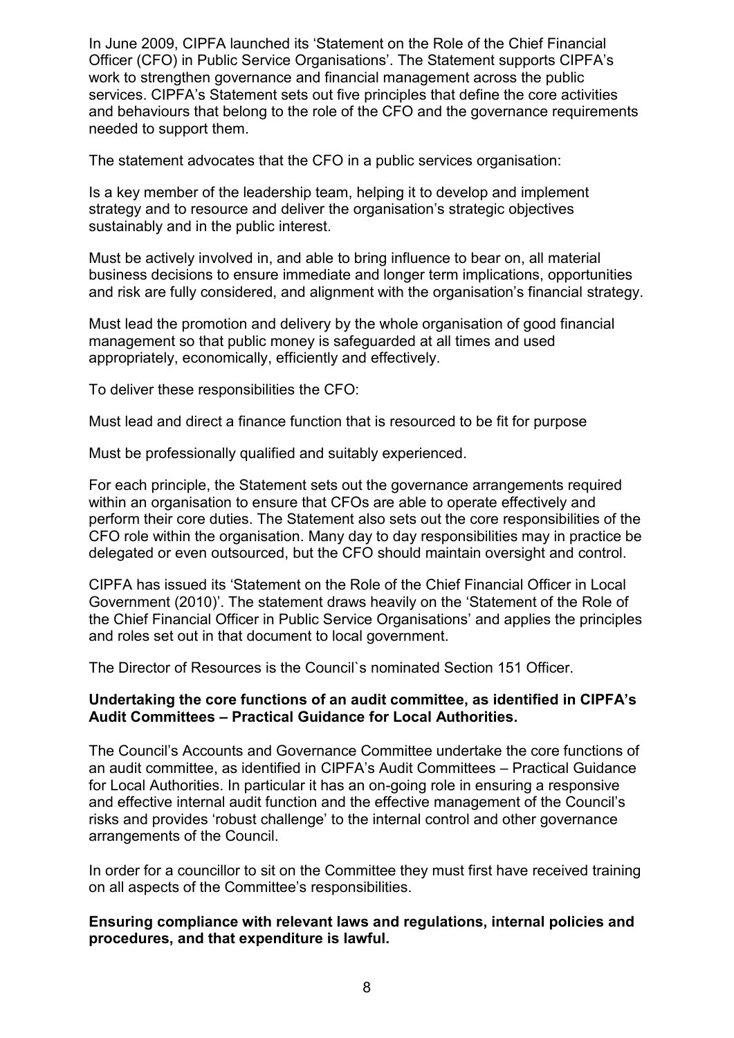In June 2009, CIPFA launched its 'Statement on the Role of the Chief Financial Officer (CFO) in Public Service Organisations'. The Statement supports CIPFA's work to strengthen governance and financial management across the public services. CIPFA's Statement sets out five principles that define the core activities and behaviours that belong to the role of the CFO and the governance requirements needed to support them.

The statement advocates that the CFO in a public services organisation:

Is a key member of the leadership team, helping it to develop and implement strategy and to resource and deliver the organisation's strategic objectives sustainably and in the public interest.

Must be actively involved in, and able to bring influence to bear on, all material business decisions to ensure immediate and longer term implications, opportunities and risk are fully considered, and alignment with the organisation's financial strategy.

Must lead the promotion and delivery by the whole organisation of good financial management so that public money is safeguarded at all times and used appropriately, economically, efficiently and effectively.

To deliver these responsibilities the CFO:

Must lead and direct a finance function that is resourced to be fit for purpose

Must be professionally qualified and suitably experienced.

For each principle, the Statement sets out the governance arrangements required within an organisation to ensure that CFOs are able to operate effectively and perform their core duties. The Statement also sets out the core responsibilities of the CFO role within the organisation. Many day to day responsibilities may in practice be delegated or even outsourced, but the CFO should maintain oversight and control.

CIPFA has issued its 'Statement on the Role of the Chief Financial Officer in Local Government (2010)'. The statement draws heavily on the 'Statement of the Role of the Chief Financial Officer in Public Service Organisations' and applies the principles and roles set out in that document to local government.

The Director of Resources is the Council`s nominated Section 151 Officer.

**Undertaking the core functions of an audit committee, as identified in CIPFA's Audit Committees – Practical Guidance for Local Authorities.**

The Council's Accounts and Governance Committee undertake the core functions of an audit committee, as identified in CIPFA's Audit Committees – Practical Guidance for Local Authorities. In particular it has an on-going role in ensuring a responsive and effective internal audit function and the effective management of the Council's risks and provides 'robust challenge' to the internal control and other governance arrangements of the Council.

In order for a councillor to sit on the Committee they must first have received training on all aspects of the Committee's responsibilities.

**Ensuring compliance with relevant laws and regulations, internal policies and procedures, and that expenditure is lawful.**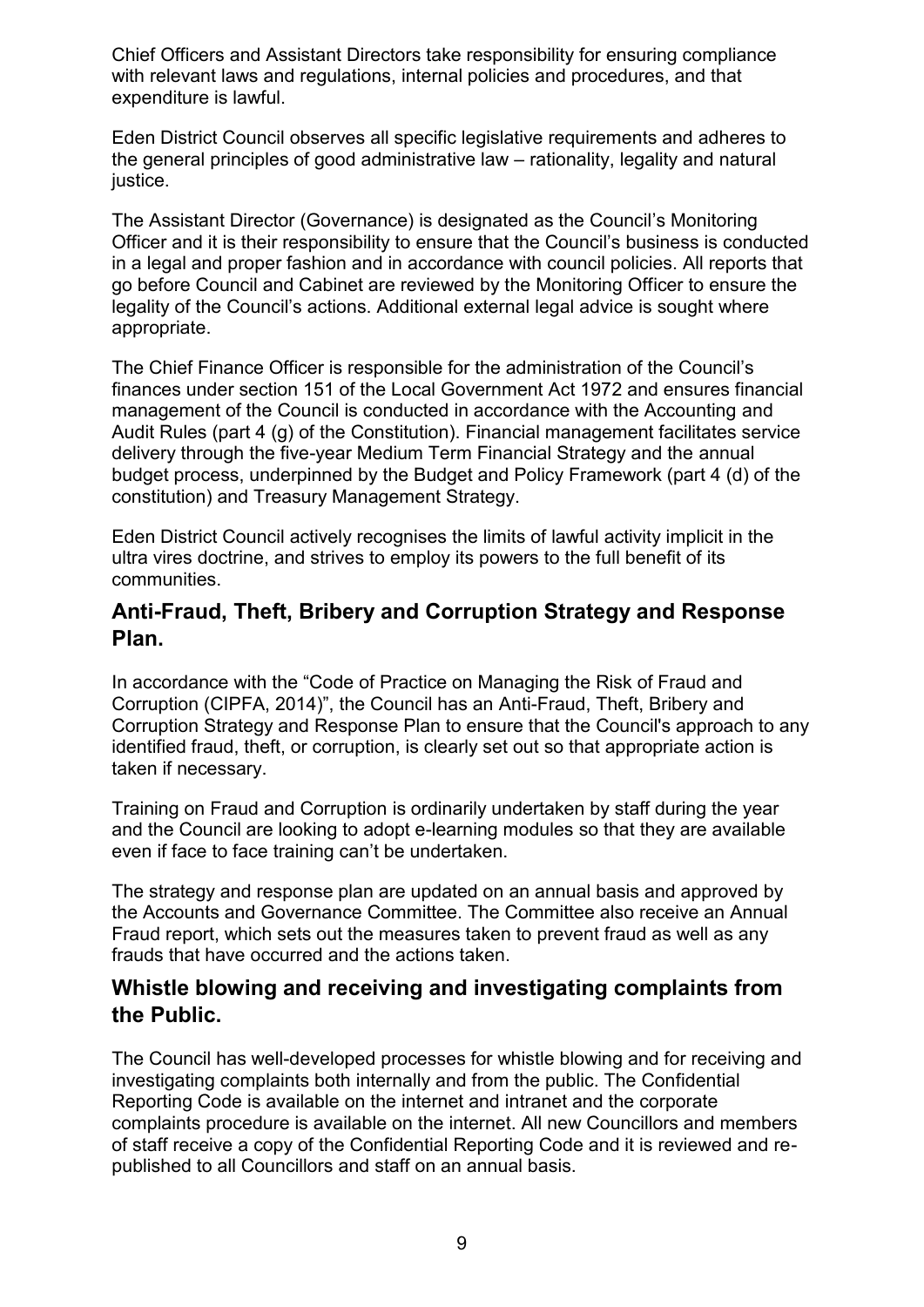Chief Officers and Assistant Directors take responsibility for ensuring compliance with relevant laws and regulations, internal policies and procedures, and that expenditure is lawful.

Eden District Council observes all specific legislative requirements and adheres to the general principles of good administrative law – rationality, legality and natural justice.

The Assistant Director (Governance) is designated as the Council's Monitoring Officer and it is their responsibility to ensure that the Council's business is conducted in a legal and proper fashion and in accordance with council policies. All reports that go before Council and Cabinet are reviewed by the Monitoring Officer to ensure the legality of the Council's actions. Additional external legal advice is sought where appropriate.

The Chief Finance Officer is responsible for the administration of the Council's finances under section 151 of the Local Government Act 1972 and ensures financial management of the Council is conducted in accordance with the Accounting and Audit Rules (part 4 (g) of the Constitution). Financial management facilitates service delivery through the five-year Medium Term Financial Strategy and the annual budget process, underpinned by the Budget and Policy Framework (part 4 (d) of the constitution) and Treasury Management Strategy.

Eden District Council actively recognises the limits of lawful activity implicit in the ultra vires doctrine, and strives to employ its powers to the full benefit of its communities.

## Anti-Fraud, Theft, Bribery and Corruption Strategy and Response Plan.

In accordance with the "Code of Practice on Managing the Risk of Fraud and Corruption (CIPFA, 2014)", the Council has an Anti-Fraud, Theft, Bribery and Corruption Strategy and Response Plan to ensure that the Council's approach to any identified fraud, theft, or corruption, is clearly set out so that appropriate action is taken if necessary.

Training on Fraud and Corruption is ordinarily undertaken by staff during the year and the Council are looking to adopt e-learning modules so that they are available even if face to face training can't be undertaken.

The strategy and response plan are updated on an annual basis and approved by the Accounts and Governance Committee. The Committee also receive an Annual Fraud report, which sets out the measures taken to prevent fraud as well as any frauds that have occurred and the actions taken.

## Whistle blowing and receiving and investigating complaints from the Public.

The Council has well-developed processes for whistle blowing and for receiving and investigating complaints both internally and from the public. The Confidential Reporting Code is available on the internet and intranet and the corporate complaints procedure is available on the internet. All new Councillors and members of staff receive a copy of the Confidential Reporting Code and it is reviewed and re-published to all Councillors and staff on an annual basis.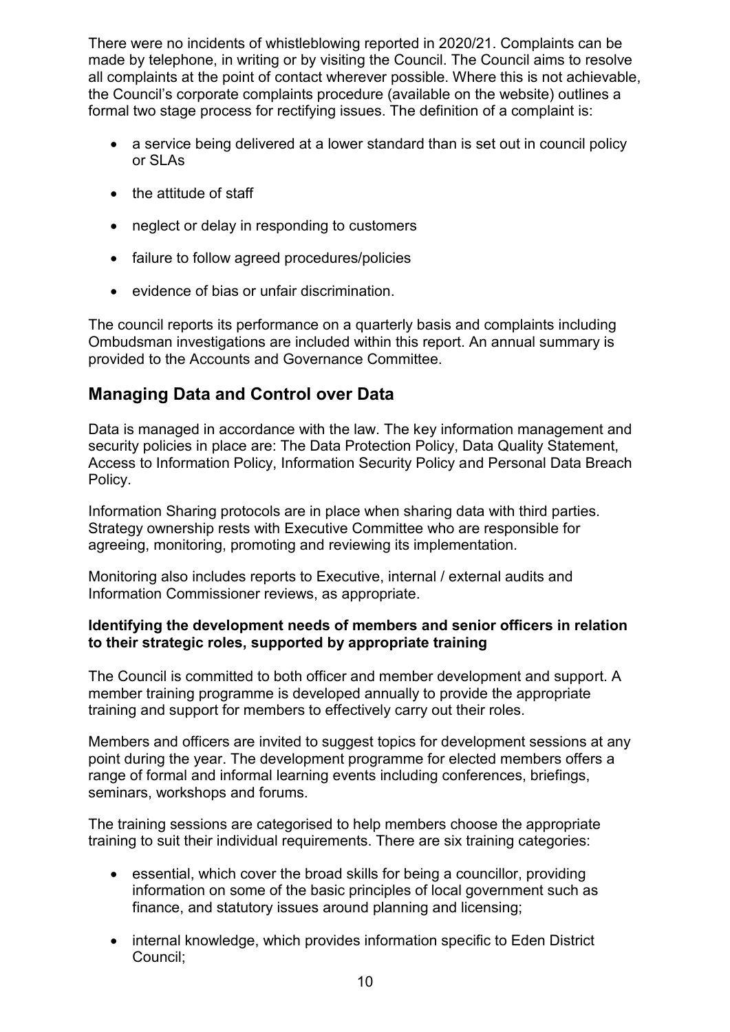There were no incidents of whistleblowing reported in 2020/21. Complaints can be made by telephone, in writing or by visiting the Council. The Council aims to resolve all complaints at the point of contact wherever possible. Where this is not achievable, the Council's corporate complaints procedure (available on the website) outlines a formal two stage process for rectifying issues. The definition of a complaint is:

- a service being delivered at a lower standard than is set out in council policy or SLAs
- the attitude of staff
- neglect or delay in responding to customers
- failure to follow agreed procedures/policies
- evidence of bias or unfair discrimination.

The council reports its performance on a quarterly basis and complaints including Ombudsman investigations are included within this report. An annual summary is provided to the Accounts and Governance Committee.

## Managing Data and Control over Data

Data is managed in accordance with the law. The key information management and security policies in place are: The Data Protection Policy, Data Quality Statement, Access to Information Policy, Information Security Policy and Personal Data Breach Policy.

Information Sharing protocols are in place when sharing data with third parties. Strategy ownership rests with Executive Committee who are responsible for agreeing, monitoring, promoting and reviewing its implementation.

Monitoring also includes reports to Executive, internal / external audits and Information Commissioner reviews, as appropriate.

**Identifying the development needs of members and senior officers in relation to their strategic roles, supported by appropriate training**

The Council is committed to both officer and member development and support. A member training programme is developed annually to provide the appropriate training and support for members to effectively carry out their roles.

Members and officers are invited to suggest topics for development sessions at any point during the year. The development programme for elected members offers a range of formal and informal learning events including conferences, briefings, seminars, workshops and forums.

The training sessions are categorised to help members choose the appropriate training to suit their individual requirements. There are six training categories:

- essential, which cover the broad skills for being a councillor, providing information on some of the basic principles of local government such as finance, and statutory issues around planning and licensing;
- internal knowledge, which provides information specific to Eden District Council;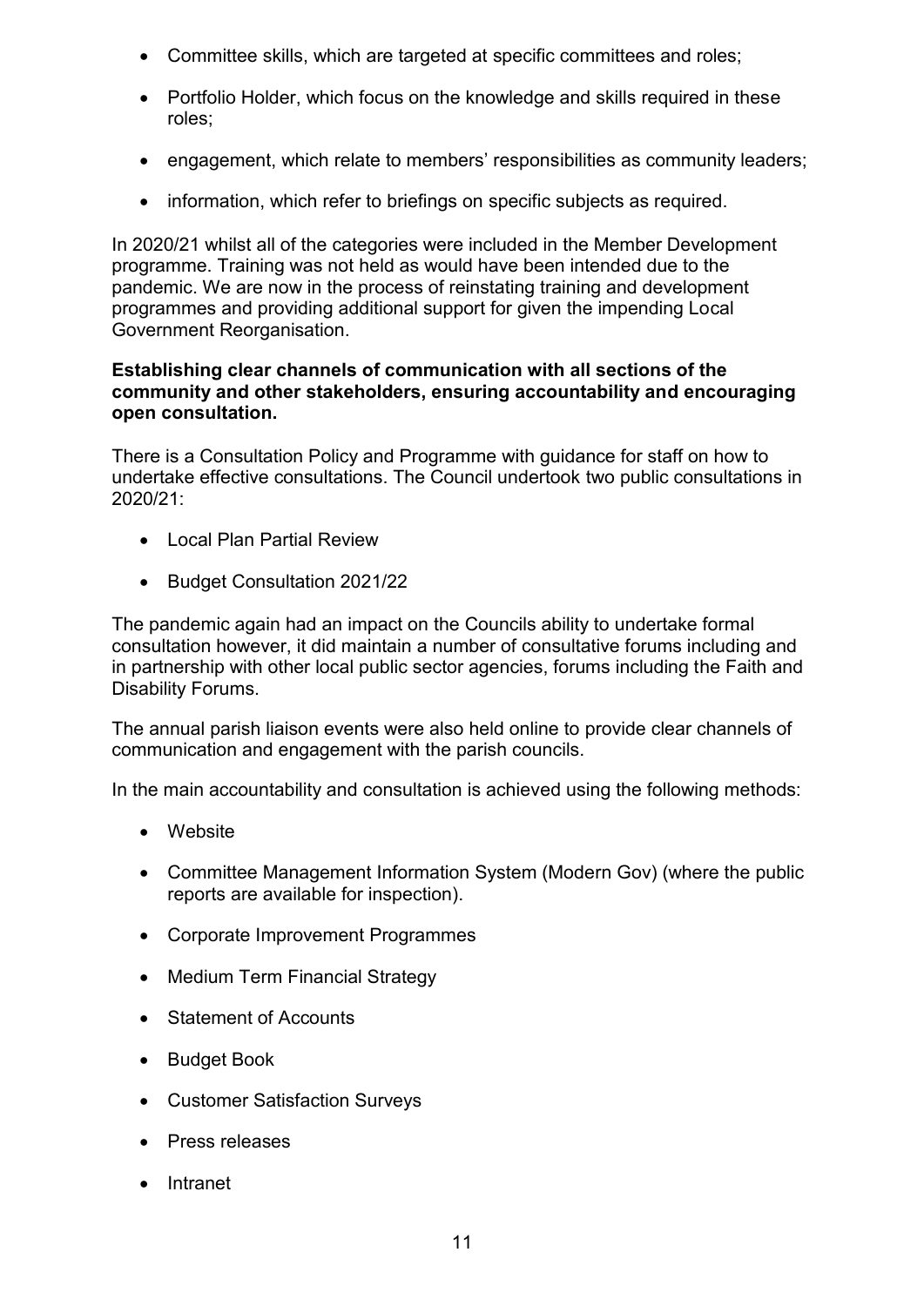- Committee skills, which are targeted at specific committees and roles;
- Portfolio Holder, which focus on the knowledge and skills required in these roles;
- engagement, which relate to members' responsibilities as community leaders;
- information, which refer to briefings on specific subjects as required.

In 2020/21 whilst all of the categories were included in the Member Development programme. Training was not held as would have been intended due to the pandemic. We are now in the process of reinstating training and development programmes and providing additional support for given the impending Local Government Reorganisation.

**Establishing clear channels of communication with all sections of the community and other stakeholders, ensuring accountability and encouraging open consultation.**

There is a Consultation Policy and Programme with guidance for staff on how to undertake effective consultations. The Council undertook two public consultations in 2020/21:

- Local Plan Partial Review
- Budget Consultation 2021/22

The pandemic again had an impact on the Councils ability to undertake formal consultation however, it did maintain a number of consultative forums including and in partnership with other local public sector agencies, forums including the Faith and Disability Forums.

The annual parish liaison events were also held online to provide clear channels of communication and engagement with the parish councils.

In the main accountability and consultation is achieved using the following methods:

- Website
- Committee Management Information System (Modern Gov) (where the public reports are available for inspection).
- Corporate Improvement Programmes
- Medium Term Financial Strategy
- Statement of Accounts
- Budget Book
- Customer Satisfaction Surveys
- Press releases
- Intranet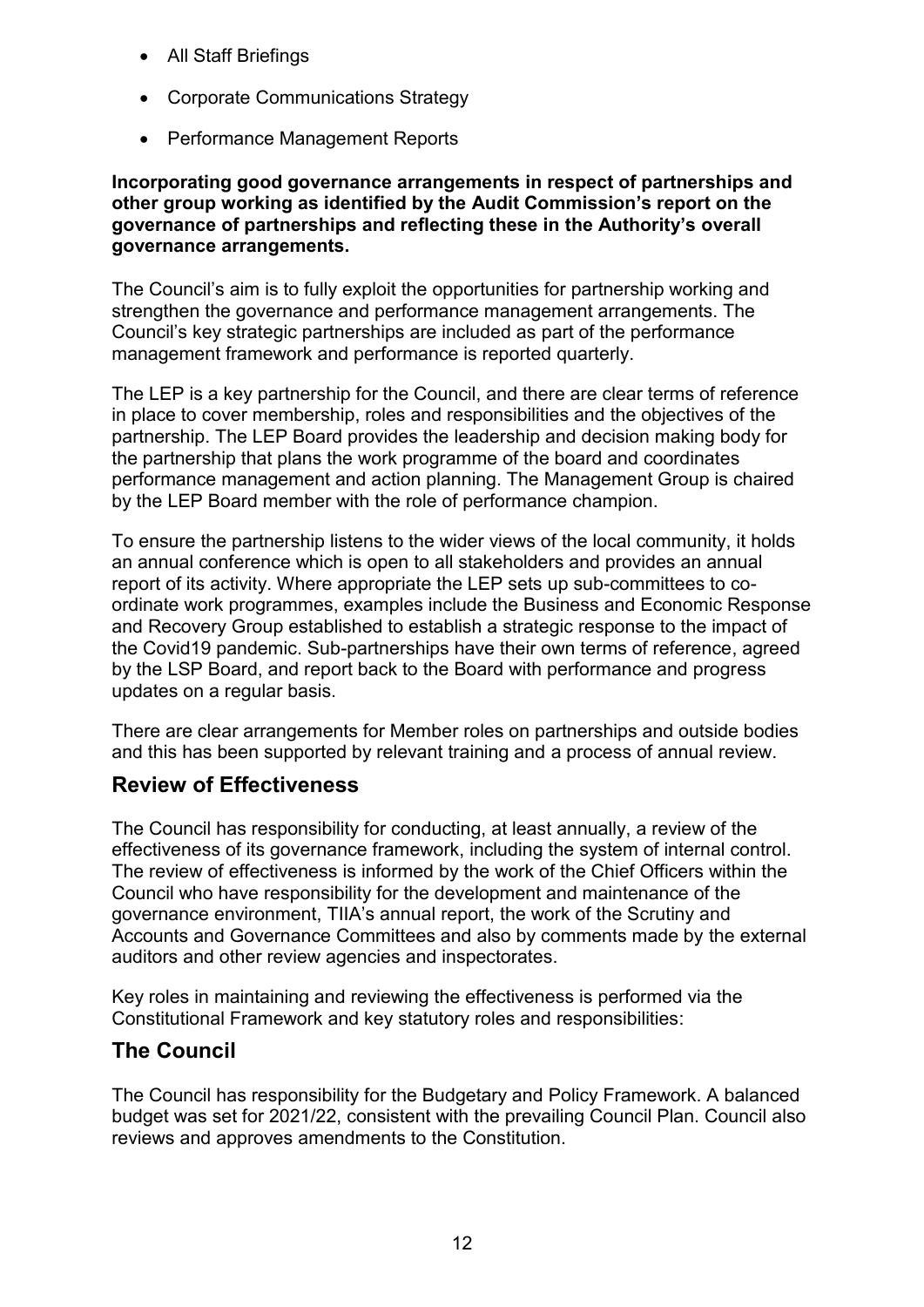- All Staff Briefings
- Corporate Communications Strategy
- Performance Management Reports

**Incorporating good governance arrangements in respect of partnerships and other group working as identified by the Audit Commission's report on the governance of partnerships and reflecting these in the Authority's overall governance arrangements.**

The Council's aim is to fully exploit the opportunities for partnership working and strengthen the governance and performance management arrangements. The Council's key strategic partnerships are included as part of the performance management framework and performance is reported quarterly.

The LEP is a key partnership for the Council, and there are clear terms of reference in place to cover membership, roles and responsibilities and the objectives of the partnership. The LEP Board provides the leadership and decision making body for the partnership that plans the work programme of the board and coordinates performance management and action planning. The Management Group is chaired by the LEP Board member with the role of performance champion.

To ensure the partnership listens to the wider views of the local community, it holds an annual conference which is open to all stakeholders and provides an annual report of its activity. Where appropriate the LEP sets up sub-committees to co-ordinate work programmes, examples include the Business and Economic Response and Recovery Group established to establish a strategic response to the impact of the Covid19 pandemic. Sub-partnerships have their own terms of reference, agreed by the LSP Board, and report back to the Board with performance and progress updates on a regular basis.

There are clear arrangements for Member roles on partnerships and outside bodies and this has been supported by relevant training and a process of annual review.

## Review of Effectiveness

The Council has responsibility for conducting, at least annually, a review of the effectiveness of its governance framework, including the system of internal control. The review of effectiveness is informed by the work of the Chief Officers within the Council who have responsibility for the development and maintenance of the governance environment, TIIA's annual report, the work of the Scrutiny and Accounts and Governance Committees and also by comments made by the external auditors and other review agencies and inspectorates.

Key roles in maintaining and reviewing the effectiveness is performed via the Constitutional Framework and key statutory roles and responsibilities:

## The Council

The Council has responsibility for the Budgetary and Policy Framework. A balanced budget was set for 2021/22, consistent with the prevailing Council Plan. Council also reviews and approves amendments to the Constitution.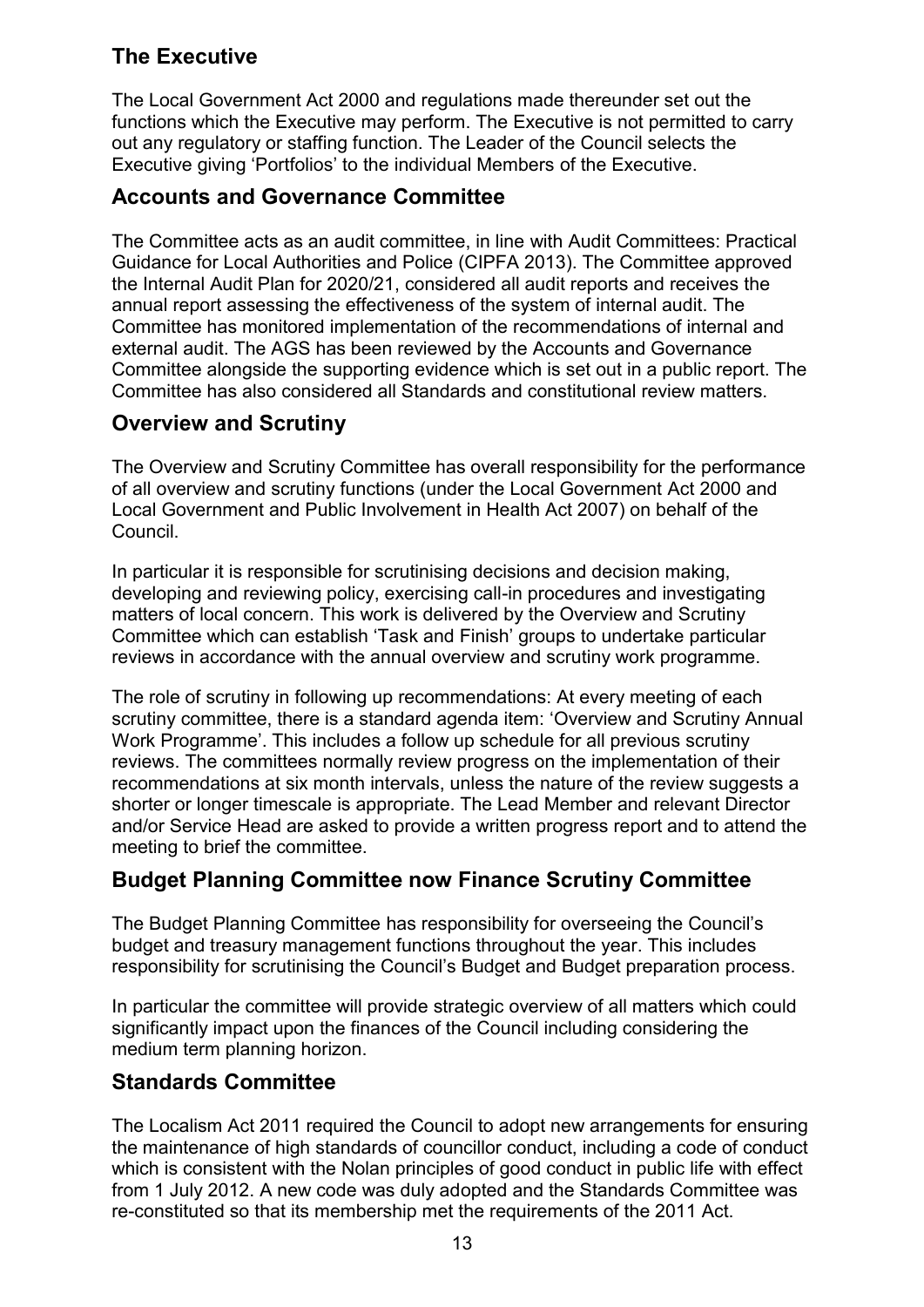## The Executive

The Local Government Act 2000 and regulations made thereunder set out the functions which the Executive may perform. The Executive is not permitted to carry out any regulatory or staffing function. The Leader of the Council selects the Executive giving 'Portfolios' to the individual Members of the Executive.

## Accounts and Governance Committee

The Committee acts as an audit committee, in line with Audit Committees: Practical Guidance for Local Authorities and Police (CIPFA 2013). The Committee approved the Internal Audit Plan for 2020/21, considered all audit reports and receives the annual report assessing the effectiveness of the system of internal audit. The Committee has monitored implementation of the recommendations of internal and external audit. The AGS has been reviewed by the Accounts and Governance Committee alongside the supporting evidence which is set out in a public report. The Committee has also considered all Standards and constitutional review matters.

## Overview and Scrutiny

The Overview and Scrutiny Committee has overall responsibility for the performance of all overview and scrutiny functions (under the Local Government Act 2000 and Local Government and Public Involvement in Health Act 2007) on behalf of the Council.

In particular it is responsible for scrutinising decisions and decision making, developing and reviewing policy, exercising call-in procedures and investigating matters of local concern. This work is delivered by the Overview and Scrutiny Committee which can establish 'Task and Finish' groups to undertake particular reviews in accordance with the annual overview and scrutiny work programme.

The role of scrutiny in following up recommendations: At every meeting of each scrutiny committee, there is a standard agenda item: 'Overview and Scrutiny Annual Work Programme'. This includes a follow up schedule for all previous scrutiny reviews. The committees normally review progress on the implementation of their recommendations at six month intervals, unless the nature of the review suggests a shorter or longer timescale is appropriate. The Lead Member and relevant Director and/or Service Head are asked to provide a written progress report and to attend the meeting to brief the committee.

## Budget Planning Committee now Finance Scrutiny Committee

The Budget Planning Committee has responsibility for overseeing the Council's budget and treasury management functions throughout the year. This includes responsibility for scrutinising the Council's Budget and Budget preparation process.

In particular the committee will provide strategic overview of all matters which could significantly impact upon the finances of the Council including considering the medium term planning horizon.

## Standards Committee

The Localism Act 2011 required the Council to adopt new arrangements for ensuring the maintenance of high standards of councillor conduct, including a code of conduct which is consistent with the Nolan principles of good conduct in public life with effect from 1 July 2012. A new code was duly adopted and the Standards Committee was re-constituted so that its membership met the requirements of the 2011 Act.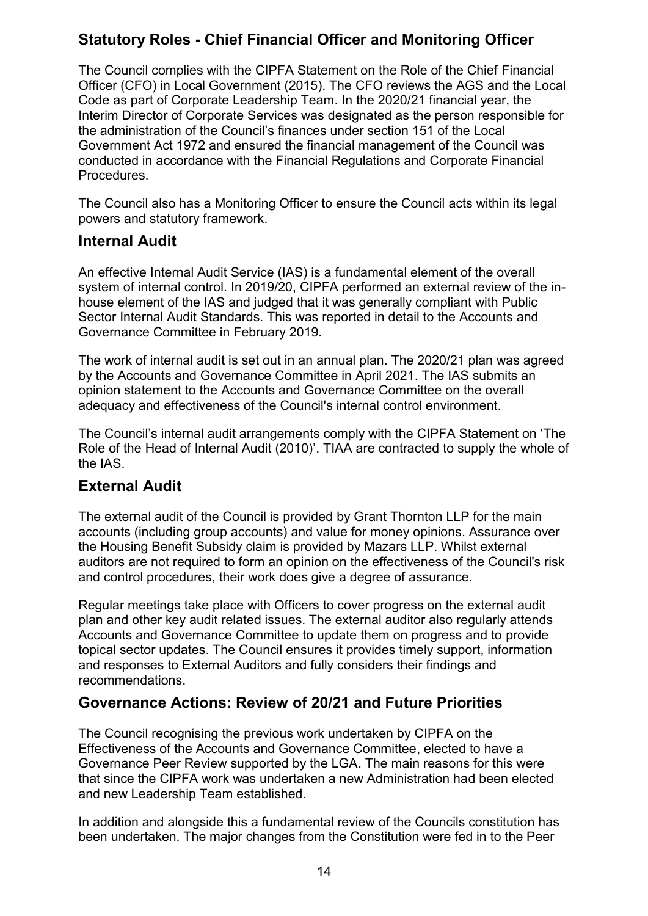## Statutory Roles - Chief Financial Officer and Monitoring Officer

The Council complies with the CIPFA Statement on the Role of the Chief Financial Officer (CFO) in Local Government (2015). The CFO reviews the AGS and the Local Code as part of Corporate Leadership Team. In the 2020/21 financial year, the Interim Director of Corporate Services was designated as the person responsible for the administration of the Council's finances under section 151 of the Local Government Act 1972 and ensured the financial management of the Council was conducted in accordance with the Financial Regulations and Corporate Financial Procedures.

The Council also has a Monitoring Officer to ensure the Council acts within its legal powers and statutory framework.

## Internal Audit

An effective Internal Audit Service (IAS) is a fundamental element of the overall system of internal control. In 2019/20, CIPFA performed an external review of the in-house element of the IAS and judged that it was generally compliant with Public Sector Internal Audit Standards. This was reported in detail to the Accounts and Governance Committee in February 2019.

The work of internal audit is set out in an annual plan. The 2020/21 plan was agreed by the Accounts and Governance Committee in April 2021. The IAS submits an opinion statement to the Accounts and Governance Committee on the overall adequacy and effectiveness of the Council's internal control environment.

The Council's internal audit arrangements comply with the CIPFA Statement on 'The Role of the Head of Internal Audit (2010)'. TIAA are contracted to supply the whole of the IAS.

## External Audit

The external audit of the Council is provided by Grant Thornton LLP for the main accounts (including group accounts) and value for money opinions. Assurance over the Housing Benefit Subsidy claim is provided by Mazars LLP. Whilst external auditors are not required to form an opinion on the effectiveness of the Council's risk and control procedures, their work does give a degree of assurance.

Regular meetings take place with Officers to cover progress on the external audit plan and other key audit related issues. The external auditor also regularly attends Accounts and Governance Committee to update them on progress and to provide topical sector updates. The Council ensures it provides timely support, information and responses to External Auditors and fully considers their findings and recommendations.

## Governance Actions: Review of 20/21 and Future Priorities

The Council recognising the previous work undertaken by CIPFA on the Effectiveness of the Accounts and Governance Committee, elected to have a Governance Peer Review supported by the LGA. The main reasons for this were that since the CIPFA work was undertaken a new Administration had been elected and new Leadership Team established.

In addition and alongside this a fundamental review of the Councils constitution has been undertaken. The major changes from the Constitution were fed in to the Peer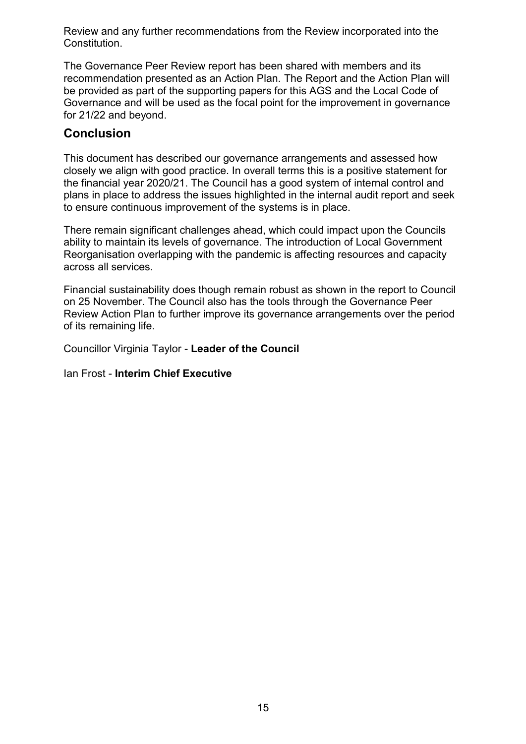Review and any further recommendations from the Review incorporated into the Constitution.

The Governance Peer Review report has been shared with members and its recommendation presented as an Action Plan. The Report and the Action Plan will be provided as part of the supporting papers for this AGS and the Local Code of Governance and will be used as the focal point for the improvement in governance for 21/22 and beyond.

## Conclusion

This document has described our governance arrangements and assessed how closely we align with good practice. In overall terms this is a positive statement for the financial year 2020/21. The Council has a good system of internal control and plans in place to address the issues highlighted in the internal audit report and seek to ensure continuous improvement of the systems is in place.

There remain significant challenges ahead, which could impact upon the Councils ability to maintain its levels of governance. The introduction of Local Government Reorganisation overlapping with the pandemic is affecting resources and capacity across all services.

Financial sustainability does though remain robust as shown in the report to Council on 25 November. The Council also has the tools through the Governance Peer Review Action Plan to further improve its governance arrangements over the period of its remaining life.

Councillor Virginia Taylor - **Leader of the Council**

Ian Frost - **Interim Chief Executive**